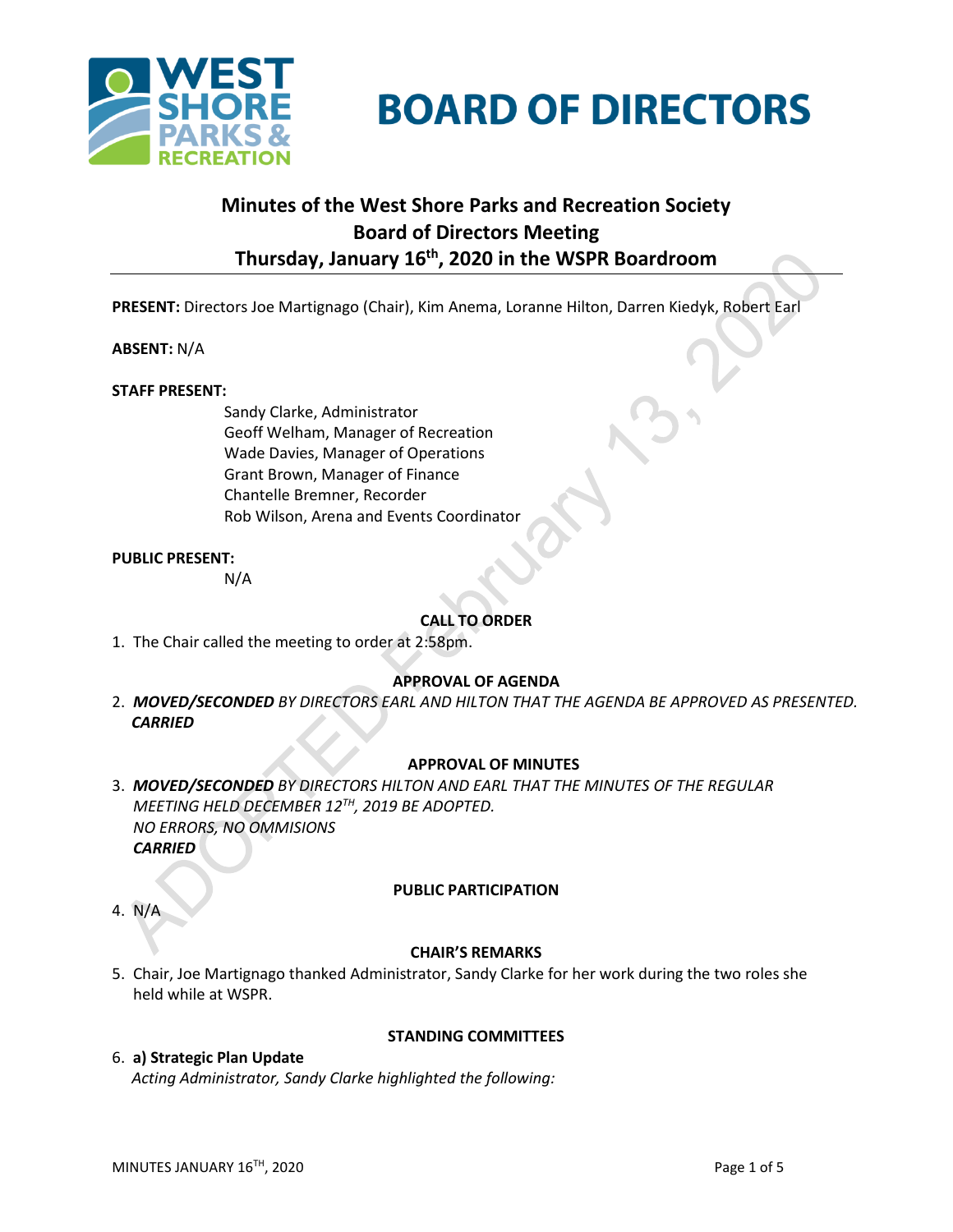# BOARD OF DIRECTORS

## Minutes of the West Shore Parks and Recreation Society Board of Directors Meeting Thursday, January 16th, 2020 in the WSPR Boardroom

**PRESENT:** Directors Joe Martignago (Chair), Kim Anema, Loranne Hilton, Darren Kiedyk, Robert Earl

**ABSENT:** N/A

**STAFF PRESENT:**

Sandy Clarke, Administrator
Geoff Welham, Manager of Recreation
Wade Davies, Manager of Operations
Grant Brown, Manager of Finance
Chantelle Bremner, Recorder
Rob Wilson, Arena and Events Coordinator

**PUBLIC PRESENT:**

N/A

### CALL TO ORDER

1. The Chair called the meeting to order at 2:58pm.

### APPROVAL OF AGENDA

2. ***MOVED/SECONDED*** *BY DIRECTORS EARL AND HILTON THAT THE AGENDA BE APPROVED AS PRESENTED.*
   ***CARRIED***

### APPROVAL OF MINUTES

3. ***MOVED/SECONDED*** *BY DIRECTORS HILTON AND EARL THAT THE MINUTES OF THE REGULAR MEETING HELD DECEMBER 12TH, 2019 BE ADOPTED.*
   *NO ERRORS, NO OMMISIONS*
   ***CARRIED***

### PUBLIC PARTICIPATION

4. N/A

### CHAIR'S REMARKS

5. Chair, Joe Martignago thanked Administrator, Sandy Clarke for her work during the two roles she held while at WSPR.

### STANDING COMMITTEES

6. **a) Strategic Plan Update**
   *Acting Administrator, Sandy Clarke highlighted the following:*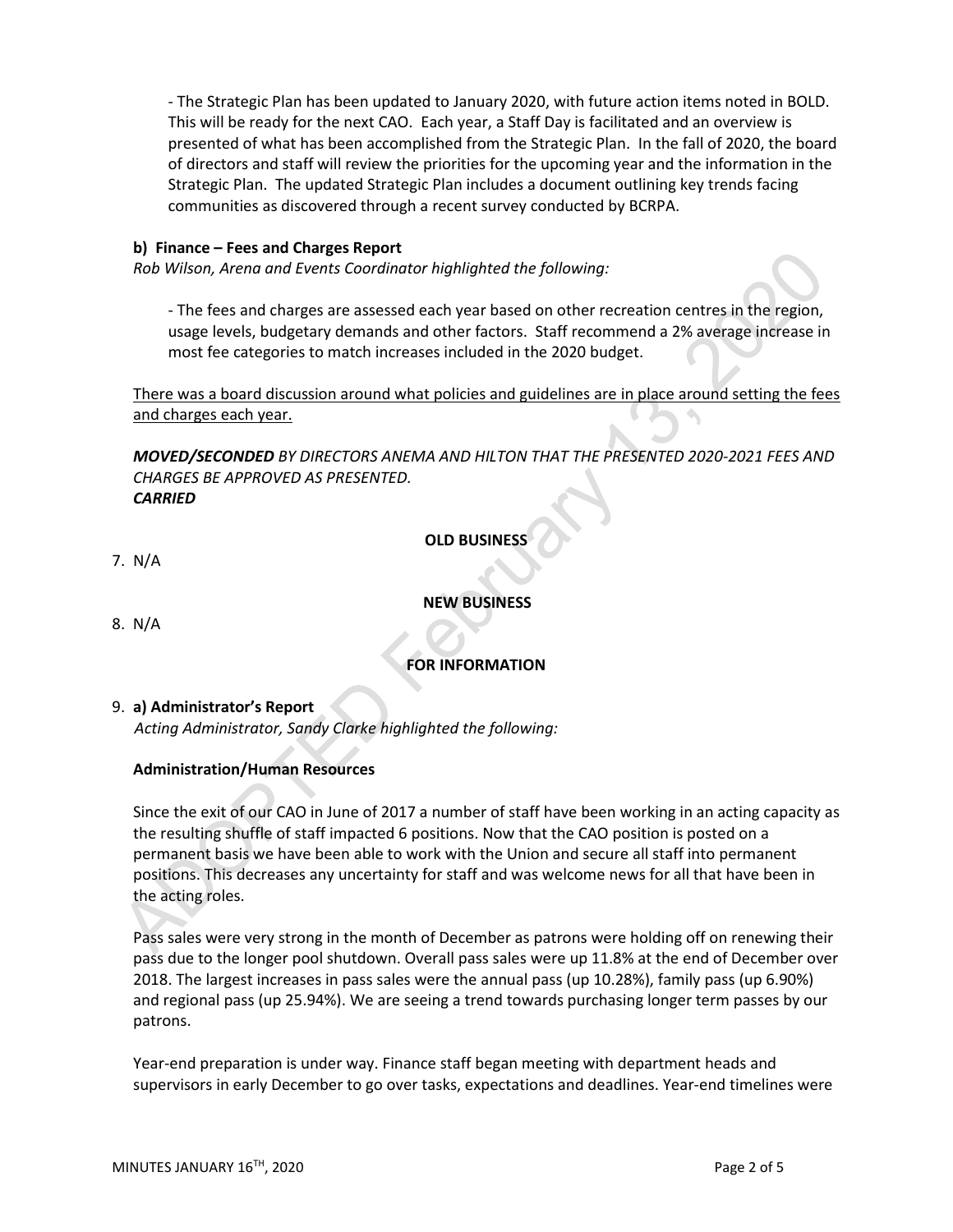- The Strategic Plan has been updated to January 2020, with future action items noted in BOLD. This will be ready for the next CAO. Each year, a Staff Day is facilitated and an overview is presented of what has been accomplished from the Strategic Plan. In the fall of 2020, the board of directors and staff will review the priorities for the upcoming year and the information in the Strategic Plan. The updated Strategic Plan includes a document outlining key trends facing communities as discovered through a recent survey conducted by BCRPA.

**b) Finance – Fees and Charges Report**

*Rob Wilson, Arena and Events Coordinator highlighted the following:*

- The fees and charges are assessed each year based on other recreation centres in the region, usage levels, budgetary demands and other factors. Staff recommend a 2% average increase in most fee categories to match increases included in the 2020 budget.

<u>There was a board discussion around what policies and guidelines are in place around setting the fees and charges each year.</u>

***MOVED/SECONDED*** *BY DIRECTORS ANEMA AND HILTON THAT THE PRESENTED 2020-2021 FEES AND CHARGES BE APPROVED AS PRESENTED.*
***CARRIED***

**OLD BUSINESS**

7. N/A

**NEW BUSINESS**

8. N/A

**FOR INFORMATION**

9. **a) Administrator's Report**

*Acting Administrator, Sandy Clarke highlighted the following:*

**Administration/Human Resources**

Since the exit of our CAO in June of 2017 a number of staff have been working in an acting capacity as the resulting shuffle of staff impacted 6 positions. Now that the CAO position is posted on a permanent basis we have been able to work with the Union and secure all staff into permanent positions. This decreases any uncertainty for staff and was welcome news for all that have been in the acting roles.

Pass sales were very strong in the month of December as patrons were holding off on renewing their pass due to the longer pool shutdown. Overall pass sales were up 11.8% at the end of December over 2018. The largest increases in pass sales were the annual pass (up 10.28%), family pass (up 6.90%) and regional pass (up 25.94%). We are seeing a trend towards purchasing longer term passes by our patrons.

Year-end preparation is under way. Finance staff began meeting with department heads and supervisors in early December to go over tasks, expectations and deadlines. Year-end timelines were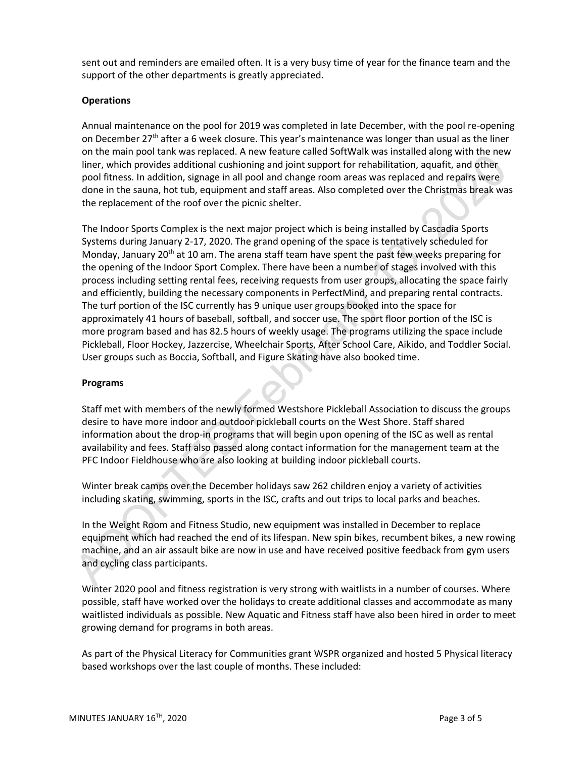sent out and reminders are emailed often. It is a very busy time of year for the finance team and the support of the other departments is greatly appreciated.

**Operations**

Annual maintenance on the pool for 2019 was completed in late December, with the pool re-opening on December 27th after a 6 week closure. This year's maintenance was longer than usual as the liner on the main pool tank was replaced. A new feature called SoftWalk was installed along with the new liner, which provides additional cushioning and joint support for rehabilitation, aquafit, and other pool fitness. In addition, signage in all pool and change room areas was replaced and repairs were done in the sauna, hot tub, equipment and staff areas. Also completed over the Christmas break was the replacement of the roof over the picnic shelter.

The Indoor Sports Complex is the next major project which is being installed by Cascadia Sports Systems during January 2-17, 2020. The grand opening of the space is tentatively scheduled for Monday, January 20th at 10 am. The arena staff team have spent the past few weeks preparing for the opening of the Indoor Sport Complex. There have been a number of stages involved with this process including setting rental fees, receiving requests from user groups, allocating the space fairly and efficiently, building the necessary components in PerfectMind, and preparing rental contracts. The turf portion of the ISC currently has 9 unique user groups booked into the space for approximately 41 hours of baseball, softball, and soccer use. The sport floor portion of the ISC is more program based and has 82.5 hours of weekly usage. The programs utilizing the space include Pickleball, Floor Hockey, Jazzercise, Wheelchair Sports, After School Care, Aikido, and Toddler Social. User groups such as Boccia, Softball, and Figure Skating have also booked time.

**Programs**

Staff met with members of the newly formed Westshore Pickleball Association to discuss the groups desire to have more indoor and outdoor pickleball courts on the West Shore. Staff shared information about the drop-in programs that will begin upon opening of the ISC as well as rental availability and fees. Staff also passed along contact information for the management team at the PFC Indoor Fieldhouse who are also looking at building indoor pickleball courts.

Winter break camps over the December holidays saw 262 children enjoy a variety of activities including skating, swimming, sports in the ISC, crafts and out trips to local parks and beaches.

In the Weight Room and Fitness Studio, new equipment was installed in December to replace equipment which had reached the end of its lifespan. New spin bikes, recumbent bikes, a new rowing machine, and an air assault bike are now in use and have received positive feedback from gym users and cycling class participants.

Winter 2020 pool and fitness registration is very strong with waitlists in a number of courses. Where possible, staff have worked over the holidays to create additional classes and accommodate as many waitlisted individuals as possible. New Aquatic and Fitness staff have also been hired in order to meet growing demand for programs in both areas.

As part of the Physical Literacy for Communities grant WSPR organized and hosted 5 Physical literacy based workshops over the last couple of months. These included: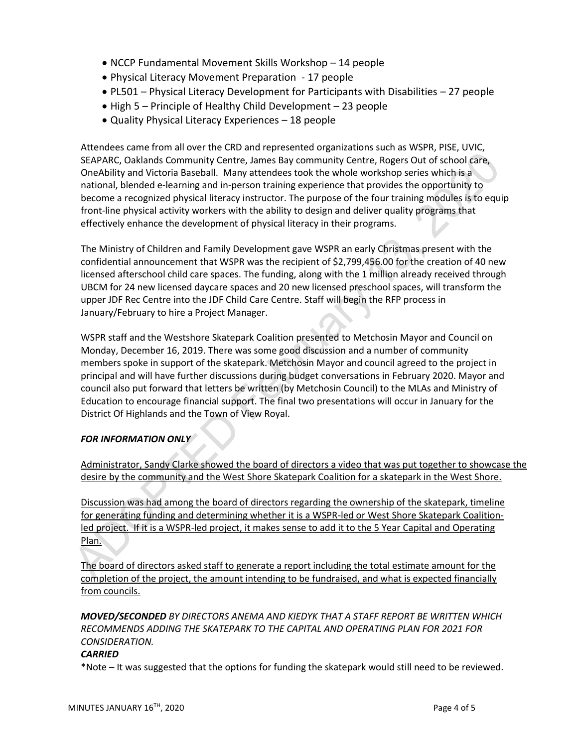- NCCP Fundamental Movement Skills Workshop – 14 people
- Physical Literacy Movement Preparation - 17 people
- PL501 – Physical Literacy Development for Participants with Disabilities – 27 people
- High 5 – Principle of Healthy Child Development – 23 people
- Quality Physical Literacy Experiences – 18 people

Attendees came from all over the CRD and represented organizations such as WSPR, PISE, UVIC, SEAPARC, Oaklands Community Centre, James Bay community Centre, Rogers Out of school care, OneAbility and Victoria Baseball. Many attendees took the whole workshop series which is a national, blended e-learning and in-person training experience that provides the opportunity to become a recognized physical literacy instructor. The purpose of the four training modules is to equip front-line physical activity workers with the ability to design and deliver quality programs that effectively enhance the development of physical literacy in their programs.

The Ministry of Children and Family Development gave WSPR an early Christmas present with the confidential announcement that WSPR was the recipient of $2,799,456.00 for the creation of 40 new licensed afterschool child care spaces. The funding, along with the 1 million already received through UBCM for 24 new licensed daycare spaces and 20 new licensed preschool spaces, will transform the upper JDF Rec Centre into the JDF Child Care Centre. Staff will begin the RFP process in January/February to hire a Project Manager.

WSPR staff and the Westshore Skatepark Coalition presented to Metchosin Mayor and Council on Monday, December 16, 2019. There was some good discussion and a number of community members spoke in support of the skatepark. Metchosin Mayor and council agreed to the project in principal and will have further discussions during budget conversations in February 2020. Mayor and council also put forward that letters be written (by Metchosin Council) to the MLAs and Ministry of Education to encourage financial support. The final two presentations will occur in January for the District Of Highlands and the Town of View Royal.

***FOR INFORMATION ONLY***

<u>Administrator, Sandy Clarke showed the board of directors a video that was put together to showcase the desire by the community and the West Shore Skatepark Coalition for a skatepark in the West Shore.</u>

<u>Discussion was had among the board of directors regarding the ownership of the skatepark, timeline for generating funding and determining whether it is a WSPR-led or West Shore Skatepark Coalition-led project. If it is a WSPR-led project, it makes sense to add it to the 5 Year Capital and Operating Plan.</u>

<u>The board of directors asked staff to generate a report including the total estimate amount for the completion of the project, the amount intending to be fundraised, and what is expected financially from councils.</u>

***MOVED/SECONDED*** *BY DIRECTORS ANEMA AND KIEDYK THAT A STAFF REPORT BE WRITTEN WHICH RECOMMENDS ADDING THE SKATEPARK TO THE CAPITAL AND OPERATING PLAN FOR 2021 FOR CONSIDERATION.*
***CARRIED***
*Note – It was suggested that the options for funding the skatepark would still need to be reviewed.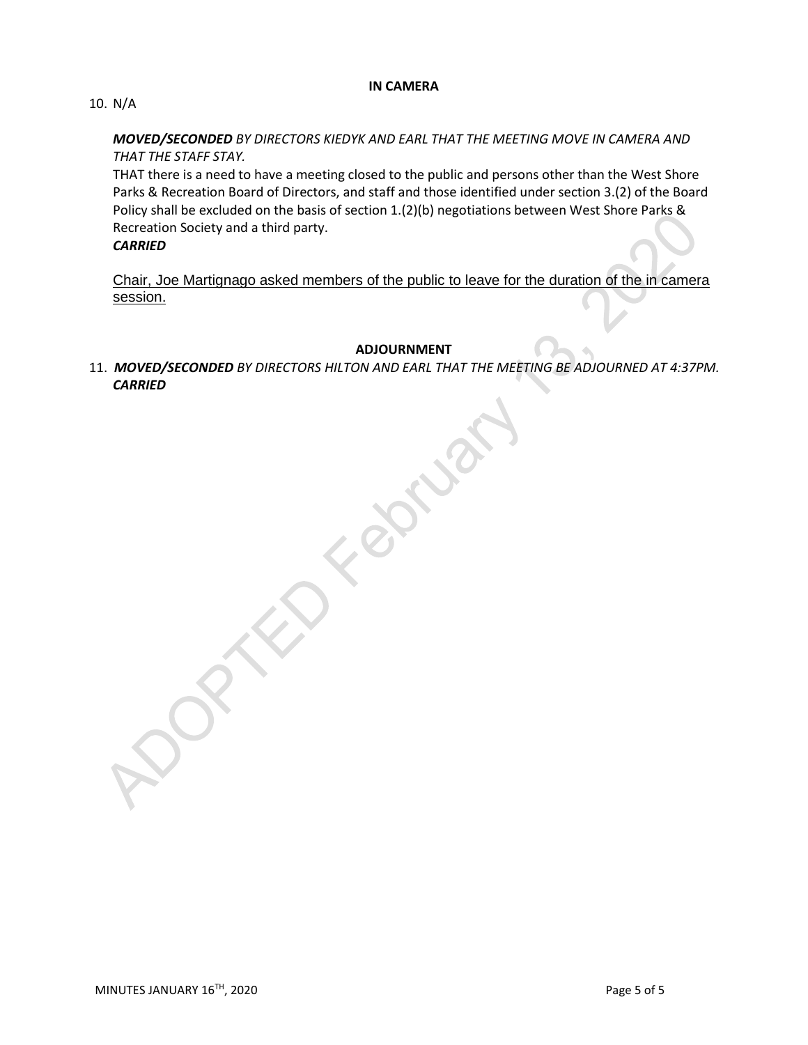**IN CAMERA**

10. N/A

***MOVED/SECONDED*** *BY DIRECTORS KIEDYK AND EARL THAT THE MEETING MOVE IN CAMERA AND THAT THE STAFF STAY.*

THAT there is a need to have a meeting closed to the public and persons other than the West Shore Parks & Recreation Board of Directors, and staff and those identified under section 3.(2) of the Board Policy shall be excluded on the basis of section 1.(2)(b) negotiations between West Shore Parks & Recreation Society and a third party.

***CARRIED***

Chair, Joe Martignago asked members of the public to leave for the duration of the in camera session.

**ADJOURNMENT**

11. ***MOVED/SECONDED*** *BY DIRECTORS HILTON AND EARL THAT THE MEETING BE ADJOURNED AT 4:37PM.*
***CARRIED***

ADOPTED February 13, 2020